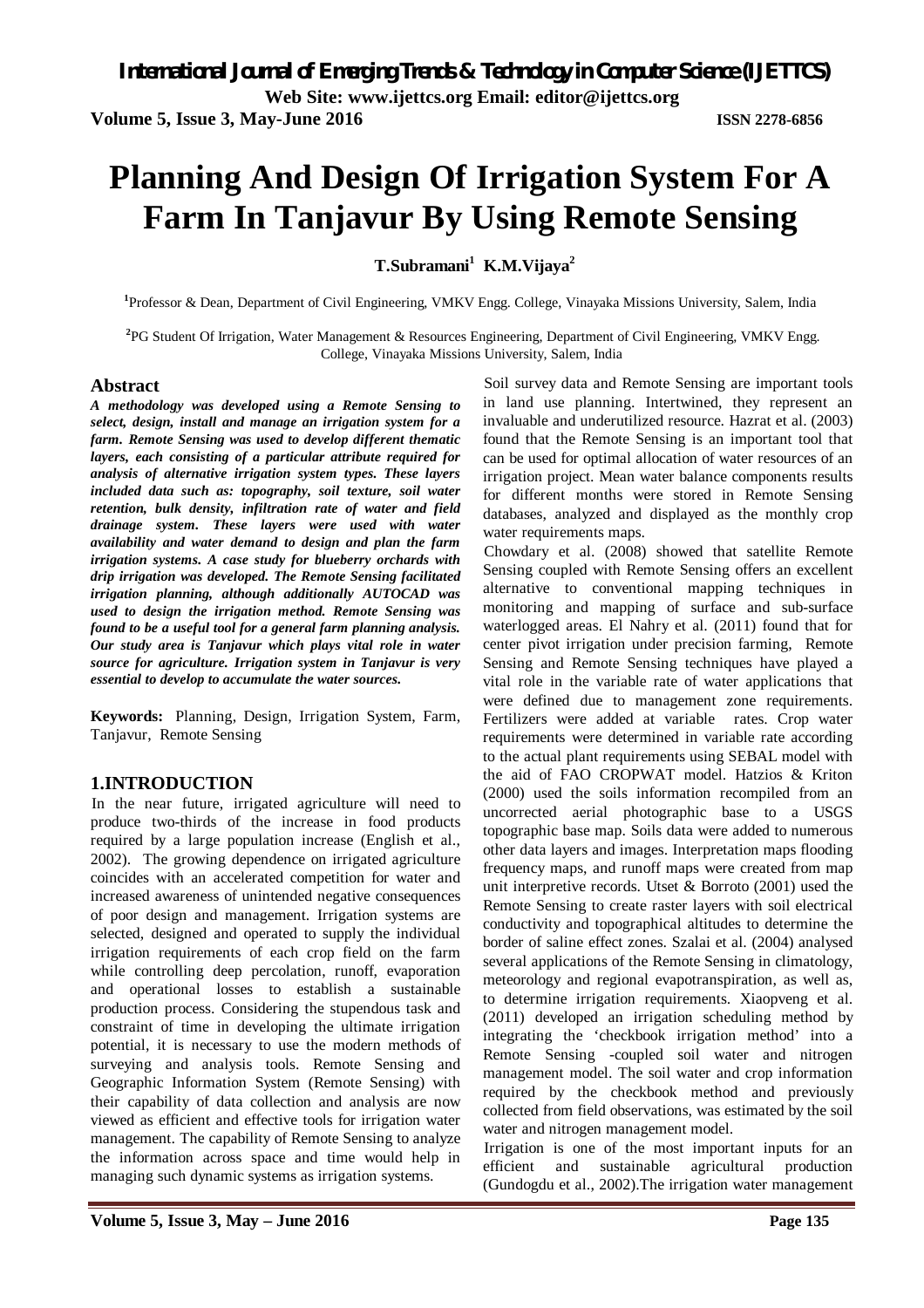# Planning And Design Of Irrigation System For A Farm In Tanjavur By Using Remote Sensing

**T.Subramani[1] K.M.Vijaya[2]**

[1]Professor & Dean, Department of Civil Engineering, VMKV Engg. College, Vinayaka Missions University, Salem, India

[2]PG Student Of Irrigation, Water Management & Resources Engineering, Department of Civil Engineering, VMKV Engg. College, Vinayaka Missions University, Salem, India

## Abstract

***A methodology was developed using a Remote Sensing to select, design, install and manage an irrigation system for a farm. Remote Sensing was used to develop different thematic layers, each consisting of a particular attribute required for analysis of alternative irrigation system types. These layers included data such as: topography, soil texture, soil water retention, bulk density, infiltration rate of water and field drainage system. These layers were used with water availability and water demand to design and plan the farm irrigation systems. A case study for blueberry orchards with drip irrigation was developed. The Remote Sensing facilitated irrigation planning, although additionally AUTOCAD was used to design the irrigation method. Remote Sensing was found to be a useful tool for a general farm planning analysis. Our study area is Tanjavur which plays vital role in water source for agriculture. Irrigation system in Tanjavur is very essential to develop to accumulate the water sources.***

**Keywords:** Planning, Design, Irrigation System, Farm, Tanjavur, Remote Sensing

## 1.INTRODUCTION

In the near future, irrigated agriculture will need to produce two-thirds of the increase in food products required by a large population increase (English et al., 2002). The growing dependence on irrigated agriculture coincides with an accelerated competition for water and increased awareness of unintended negative consequences of poor design and management. Irrigation systems are selected, designed and operated to supply the individual irrigation requirements of each crop field on the farm while controlling deep percolation, runoff, evaporation and operational losses to establish a sustainable production process. Considering the stupendous task and constraint of time in developing the ultimate irrigation potential, it is necessary to use the modern methods of surveying and analysis tools. Remote Sensing and Geographic Information System (Remote Sensing) with their capability of data collection and analysis are now viewed as efficient and effective tools for irrigation water management. The capability of Remote Sensing to analyze the information across space and time would help in managing such dynamic systems as irrigation systems.

Soil survey data and Remote Sensing are important tools in land use planning. Intertwined, they represent an invaluable and underutilized resource. Hazrat et al. (2003) found that the Remote Sensing is an important tool that can be used for optimal allocation of water resources of an irrigation project. Mean water balance components results for different months were stored in Remote Sensing databases, analyzed and displayed as the monthly crop water requirements maps.

Chowdary et al. (2008) showed that satellite Remote Sensing coupled with Remote Sensing offers an excellent alternative to conventional mapping techniques in monitoring and mapping of surface and sub-surface waterlogged areas. El Nahry et al. (2011) found that for center pivot irrigation under precision farming, Remote Sensing and Remote Sensing techniques have played a vital role in the variable rate of water applications that were defined due to management zone requirements. Fertilizers were added at variable rates. Crop water requirements were determined in variable rate according to the actual plant requirements using SEBAL model with the aid of FAO CROPWAT model. Hatzios & Kriton (2000) used the soils information recompiled from an uncorrected aerial photographic base to a USGS topographic base map. Soils data were added to numerous other data layers and images. Interpretation maps flooding frequency maps, and runoff maps were created from map unit interpretive records. Utset & Borroto (2001) used the Remote Sensing to create raster layers with soil electrical conductivity and topographical altitudes to determine the border of saline effect zones. Szalai et al. (2004) analysed several applications of the Remote Sensing in climatology, meteorology and regional evapotranspiration, as well as, to determine irrigation requirements. Xiaopveng et al. (2011) developed an irrigation scheduling method by integrating the 'checkbook irrigation method' into a Remote Sensing -coupled soil water and nitrogen management model. The soil water and crop information required by the checkbook method and previously collected from field observations, was estimated by the soil water and nitrogen management model.

Irrigation is one of the most important inputs for an efficient and sustainable agricultural production (Gundogdu et al., 2002).The irrigation water management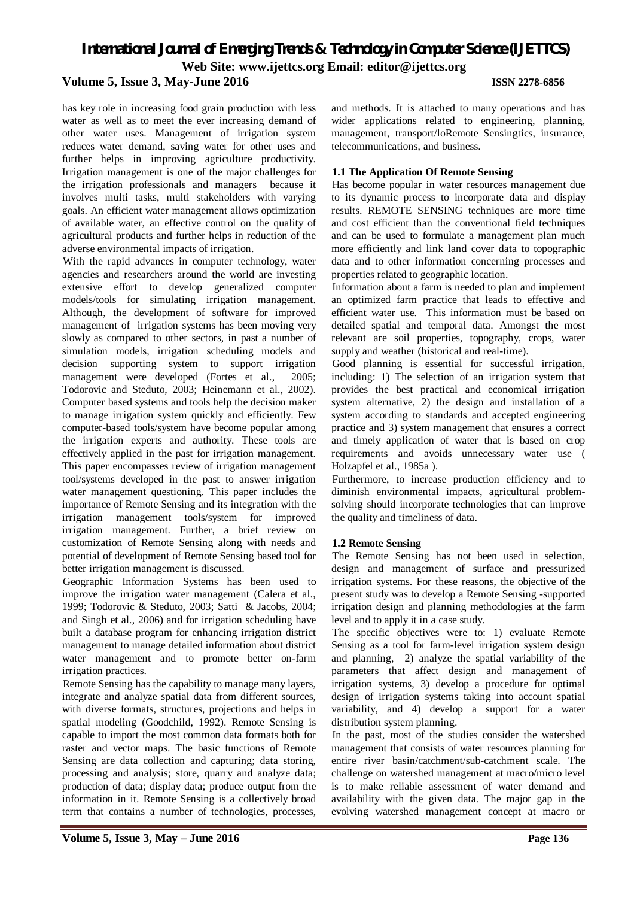has key role in increasing food grain production with less water as well as to meet the ever increasing demand of other water uses. Management of irrigation system reduces water demand, saving water for other uses and further helps in improving agriculture productivity. Irrigation management is one of the major challenges for the irrigation professionals and managers because it involves multi tasks, multi stakeholders with varying goals. An efficient water management allows optimization of available water, an effective control on the quality of agricultural products and further helps in reduction of the adverse environmental impacts of irrigation.

With the rapid advances in computer technology, water agencies and researchers around the world are investing extensive effort to develop generalized computer models/tools for simulating irrigation management. Although, the development of software for improved management of irrigation systems has been moving very slowly as compared to other sectors, in past a number of simulation models, irrigation scheduling models and decision supporting system to support irrigation management were developed (Fortes et al., 2005; Todorovic and Steduto, 2003; Heinemann et al., 2002). Computer based systems and tools help the decision maker to manage irrigation system quickly and efficiently. Few computer-based tools/system have become popular among the irrigation experts and authority. These tools are effectively applied in the past for irrigation management. This paper encompasses review of irrigation management tool/systems developed in the past to answer irrigation water management questioning. This paper includes the importance of Remote Sensing and its integration with the irrigation management tools/system for improved irrigation management. Further, a brief review on customization of Remote Sensing along with needs and potential of development of Remote Sensing based tool for better irrigation management is discussed.

Geographic Information Systems has been used to improve the irrigation water management (Calera et al., 1999; Todorovic & Steduto, 2003; Satti & Jacobs, 2004; and Singh et al., 2006) and for irrigation scheduling have built a database program for enhancing irrigation district management to manage detailed information about district water management and to promote better on-farm irrigation practices.

Remote Sensing has the capability to manage many layers, integrate and analyze spatial data from different sources, with diverse formats, structures, projections and helps in spatial modeling (Goodchild, 1992). Remote Sensing is capable to import the most common data formats both for raster and vector maps. The basic functions of Remote Sensing are data collection and capturing; data storing, processing and analysis; store, quarry and analyze data; production of data; display data; produce output from the information in it. Remote Sensing is a collectively broad term that contains a number of technologies, processes, and methods. It is attached to many operations and has wider applications related to engineering, planning, management, transport/loRemote Sensingtics, insurance, telecommunications, and business.

### 1.1 The Application Of Remote Sensing

Has become popular in water resources management due to its dynamic process to incorporate data and display results. REMOTE SENSING techniques are more time and cost efficient than the conventional field techniques and can be used to formulate a management plan much more efficiently and link land cover data to topographic data and to other information concerning processes and properties related to geographic location.

Information about a farm is needed to plan and implement an optimized farm practice that leads to effective and efficient water use. This information must be based on detailed spatial and temporal data. Amongst the most relevant are soil properties, topography, crops, water supply and weather (historical and real-time).

Good planning is essential for successful irrigation, including: 1) The selection of an irrigation system that provides the best practical and economical irrigation system alternative, 2) the design and installation of a system according to standards and accepted engineering practice and 3) system management that ensures a correct and timely application of water that is based on crop requirements and avoids unnecessary water use ( Holzapfel et al., 1985a ).

Furthermore, to increase production efficiency and to diminish environmental impacts, agricultural problem-solving should incorporate technologies that can improve the quality and timeliness of data.

### 1.2 Remote Sensing

The Remote Sensing has not been used in selection, design and management of surface and pressurized irrigation systems. For these reasons, the objective of the present study was to develop a Remote Sensing -supported irrigation design and planning methodologies at the farm level and to apply it in a case study.

The specific objectives were to: 1) evaluate Remote Sensing as a tool for farm-level irrigation system design and planning, 2) analyze the spatial variability of the parameters that affect design and management of irrigation systems, 3) develop a procedure for optimal design of irrigation systems taking into account spatial variability, and 4) develop a support for a water distribution system planning.

In the past, most of the studies consider the watershed management that consists of water resources planning for entire river basin/catchment/sub-catchment scale. The challenge on watershed management at macro/micro level is to make reliable assessment of water demand and availability with the given data. The major gap in the evolving watershed management concept at macro or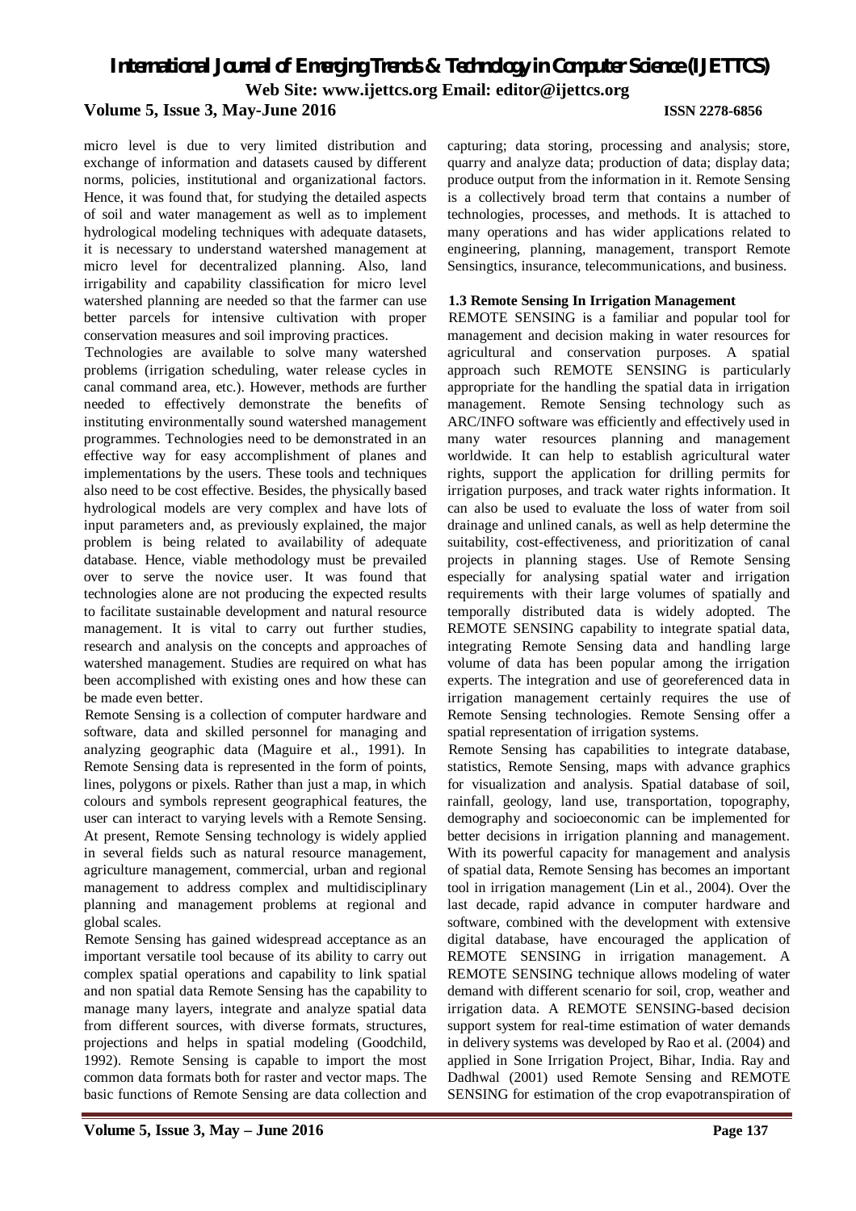micro level is due to very limited distribution and exchange of information and datasets caused by different norms, policies, institutional and organizational factors. Hence, it was found that, for studying the detailed aspects of soil and water management as well as to implement hydrological modeling techniques with adequate datasets, it is necessary to understand watershed management at micro level for decentralized planning. Also, land irrigability and capability classification for micro level watershed planning are needed so that the farmer can use better parcels for intensive cultivation with proper conservation measures and soil improving practices.

Technologies are available to solve many watershed problems (irrigation scheduling, water release cycles in canal command area, etc.). However, methods are further needed to effectively demonstrate the benefits of instituting environmentally sound watershed management programmes. Technologies need to be demonstrated in an effective way for easy accomplishment of planes and implementations by the users. These tools and techniques also need to be cost effective. Besides, the physically based hydrological models are very complex and have lots of input parameters and, as previously explained, the major problem is being related to availability of adequate database. Hence, viable methodology must be prevailed over to serve the novice user. It was found that technologies alone are not producing the expected results to facilitate sustainable development and natural resource management. It is vital to carry out further studies, research and analysis on the concepts and approaches of watershed management. Studies are required on what has been accomplished with existing ones and how these can be made even better.

Remote Sensing is a collection of computer hardware and software, data and skilled personnel for managing and analyzing geographic data (Maguire et al., 1991). In Remote Sensing data is represented in the form of points, lines, polygons or pixels. Rather than just a map, in which colours and symbols represent geographical features, the user can interact to varying levels with a Remote Sensing. At present, Remote Sensing technology is widely applied in several fields such as natural resource management, agriculture management, commercial, urban and regional management to address complex and multidisciplinary planning and management problems at regional and global scales.

Remote Sensing has gained widespread acceptance as an important versatile tool because of its ability to carry out complex spatial operations and capability to link spatial and non spatial data Remote Sensing has the capability to manage many layers, integrate and analyze spatial data from different sources, with diverse formats, structures, projections and helps in spatial modeling (Goodchild, 1992). Remote Sensing is capable to import the most common data formats both for raster and vector maps. The basic functions of Remote Sensing are data collection and capturing; data storing, processing and analysis; store, quarry and analyze data; production of data; display data; produce output from the information in it. Remote Sensing is a collectively broad term that contains a number of technologies, processes, and methods. It is attached to many operations and has wider applications related to engineering, planning, management, transport Remote Sensingtics, insurance, telecommunications, and business.

### 1.3 Remote Sensing In Irrigation Management

REMOTE SENSING is a familiar and popular tool for management and decision making in water resources for agricultural and conservation purposes. A spatial approach such REMOTE SENSING is particularly appropriate for the handling the spatial data in irrigation management. Remote Sensing technology such as ARC/INFO software was efficiently and effectively used in many water resources planning and management worldwide. It can help to establish agricultural water rights, support the application for drilling permits for irrigation purposes, and track water rights information. It can also be used to evaluate the loss of water from soil drainage and unlined canals, as well as help determine the suitability, cost-effectiveness, and prioritization of canal projects in planning stages. Use of Remote Sensing especially for analysing spatial water and irrigation requirements with their large volumes of spatially and temporally distributed data is widely adopted. The REMOTE SENSING capability to integrate spatial data, integrating Remote Sensing data and handling large volume of data has been popular among the irrigation experts. The integration and use of georeferenced data in irrigation management certainly requires the use of Remote Sensing technologies. Remote Sensing offer a spatial representation of irrigation systems.

Remote Sensing has capabilities to integrate database, statistics, Remote Sensing, maps with advance graphics for visualization and analysis. Spatial database of soil, rainfall, geology, land use, transportation, topography, demography and socioeconomic can be implemented for better decisions in irrigation planning and management. With its powerful capacity for management and analysis of spatial data, Remote Sensing has becomes an important tool in irrigation management (Lin et al., 2004). Over the last decade, rapid advance in computer hardware and software, combined with the development with extensive digital database, have encouraged the application of REMOTE SENSING in irrigation management. A REMOTE SENSING technique allows modeling of water demand with different scenario for soil, crop, weather and irrigation data. A REMOTE SENSING-based decision support system for real-time estimation of water demands in delivery systems was developed by Rao et al. (2004) and applied in Sone Irrigation Project, Bihar, India. Ray and Dadhwal (2001) used Remote Sensing and REMOTE SENSING for estimation of the crop evapotranspiration of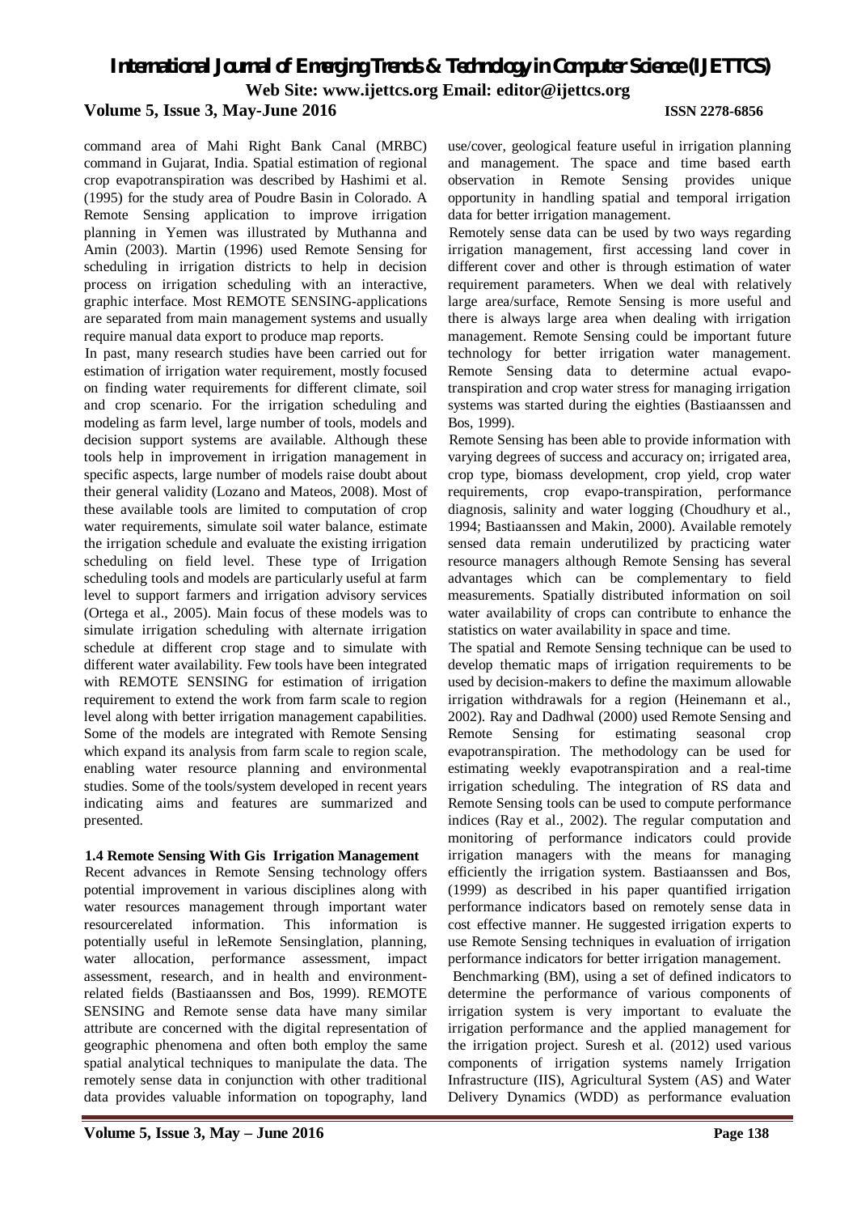command area of Mahi Right Bank Canal (MRBC) command in Gujarat, India. Spatial estimation of regional crop evapotranspiration was described by Hashimi et al. (1995) for the study area of Poudre Basin in Colorado. A Remote Sensing application to improve irrigation planning in Yemen was illustrated by Muthanna and Amin (2003). Martin (1996) used Remote Sensing for scheduling in irrigation districts to help in decision process on irrigation scheduling with an interactive, graphic interface. Most REMOTE SENSING-applications are separated from main management systems and usually require manual data export to produce map reports.

In past, many research studies have been carried out for estimation of irrigation water requirement, mostly focused on finding water requirements for different climate, soil and crop scenario. For the irrigation scheduling and modeling as farm level, large number of tools, models and decision support systems are available. Although these tools help in improvement in irrigation management in specific aspects, large number of models raise doubt about their general validity (Lozano and Mateos, 2008). Most of these available tools are limited to computation of crop water requirements, simulate soil water balance, estimate the irrigation schedule and evaluate the existing irrigation scheduling on field level. These type of Irrigation scheduling tools and models are particularly useful at farm level to support farmers and irrigation advisory services (Ortega et al., 2005). Main focus of these models was to simulate irrigation scheduling with alternate irrigation schedule at different crop stage and to simulate with different water availability. Few tools have been integrated with REMOTE SENSING for estimation of irrigation requirement to extend the work from farm scale to region level along with better irrigation management capabilities. Some of the models are integrated with Remote Sensing which expand its analysis from farm scale to region scale, enabling water resource planning and environmental studies. Some of the tools/system developed in recent years indicating aims and features are summarized and presented.

### 1.4 Remote Sensing With Gis Irrigation Management

Recent advances in Remote Sensing technology offers potential improvement in various disciplines along with water resources management through important water resourcerelated information. This information is potentially useful in leRemote Sensinglation, planning, water allocation, performance assessment, impact assessment, research, and in health and environment-related fields (Bastiaanssen and Bos, 1999). REMOTE SENSING and Remote sense data have many similar attribute are concerned with the digital representation of geographic phenomena and often both employ the same spatial analytical techniques to manipulate the data. The remotely sense data in conjunction with other traditional data provides valuable information on topography, land use/cover, geological feature useful in irrigation planning and management. The space and time based earth observation in Remote Sensing provides unique opportunity in handling spatial and temporal irrigation data for better irrigation management.

Remotely sense data can be used by two ways regarding irrigation management, first accessing land cover in different cover and other is through estimation of water requirement parameters. When we deal with relatively large area/surface, Remote Sensing is more useful and there is always large area when dealing with irrigation management. Remote Sensing could be important future technology for better irrigation water management. Remote Sensing data to determine actual evapo-transpiration and crop water stress for managing irrigation systems was started during the eighties (Bastiaanssen and Bos, 1999).

Remote Sensing has been able to provide information with varying degrees of success and accuracy on; irrigated area, crop type, biomass development, crop yield, crop water requirements, crop evapo-transpiration, performance diagnosis, salinity and water logging (Choudhury et al., 1994; Bastiaanssen and Makin, 2000). Available remotely sensed data remain underutilized by practicing water resource managers although Remote Sensing has several advantages which can be complementary to field measurements. Spatially distributed information on soil water availability of crops can contribute to enhance the statistics on water availability in space and time.

The spatial and Remote Sensing technique can be used to develop thematic maps of irrigation requirements to be used by decision-makers to define the maximum allowable irrigation withdrawals for a region (Heinemann et al., 2002). Ray and Dadhwal (2000) used Remote Sensing and Remote Sensing for estimating seasonal crop evapotranspiration. The methodology can be used for estimating weekly evapotranspiration and a real-time irrigation scheduling. The integration of RS data and Remote Sensing tools can be used to compute performance indices (Ray et al., 2002). The regular computation and monitoring of performance indicators could provide irrigation managers with the means for managing efficiently the irrigation system. Bastiaanssen and Bos, (1999) as described in his paper quantified irrigation performance indicators based on remotely sense data in cost effective manner. He suggested irrigation experts to use Remote Sensing techniques in evaluation of irrigation performance indicators for better irrigation management.

Benchmarking (BM), using a set of defined indicators to determine the performance of various components of irrigation system is very important to evaluate the irrigation performance and the applied management for the irrigation project. Suresh et al. (2012) used various components of irrigation systems namely Irrigation Infrastructure (IIS), Agricultural System (AS) and Water Delivery Dynamics (WDD) as performance evaluation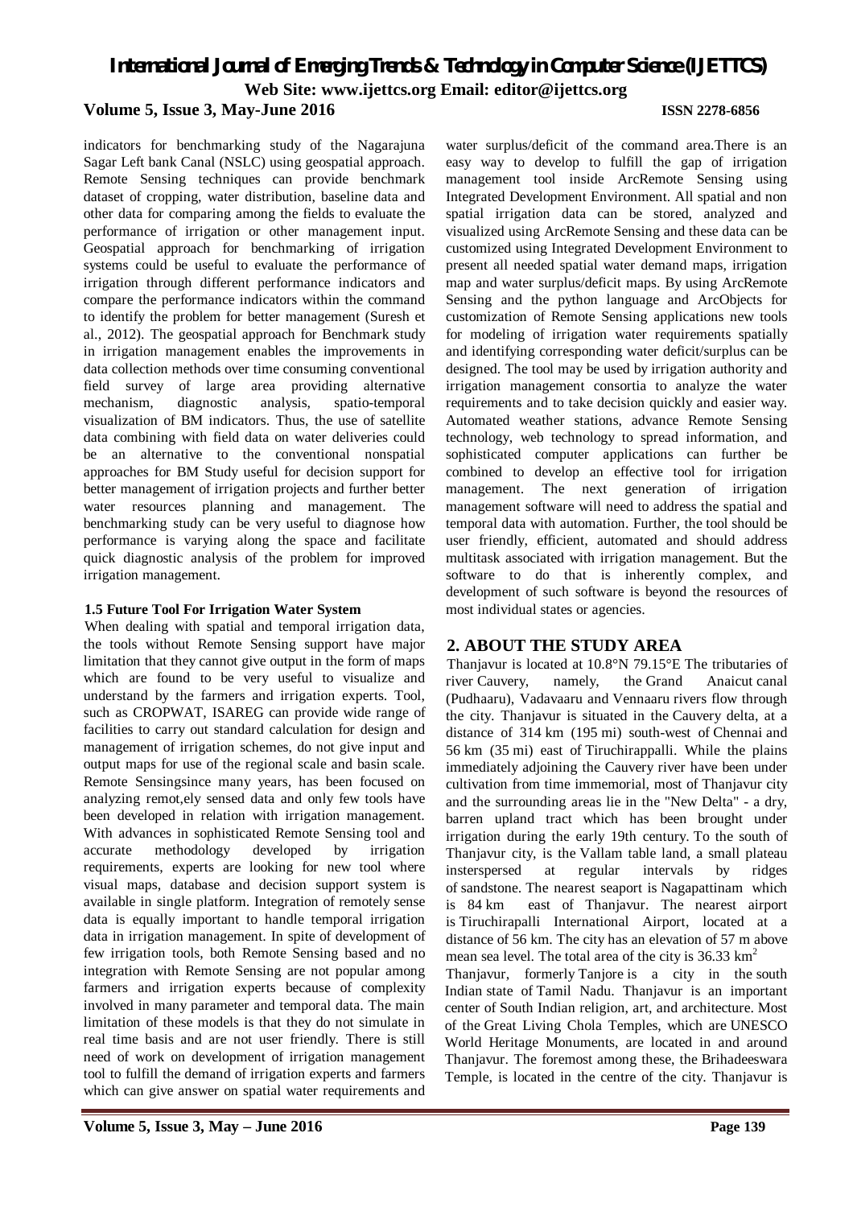indicators for benchmarking study of the Nagarajuna Sagar Left bank Canal (NSLC) using geospatial approach. Remote Sensing techniques can provide benchmark dataset of cropping, water distribution, baseline data and other data for comparing among the fields to evaluate the performance of irrigation or other management input. Geospatial approach for benchmarking of irrigation systems could be useful to evaluate the performance of irrigation through different performance indicators and compare the performance indicators within the command to identify the problem for better management (Suresh et al., 2012). The geospatial approach for Benchmark study in irrigation management enables the improvements in data collection methods over time consuming conventional field survey of large area providing alternative mechanism, diagnostic analysis, spatio-temporal visualization of BM indicators. Thus, the use of satellite data combining with field data on water deliveries could be an alternative to the conventional nonspatial approaches for BM Study useful for decision support for better management of irrigation projects and further better water resources planning and management. The benchmarking study can be very useful to diagnose how performance is varying along the space and facilitate quick diagnostic analysis of the problem for improved irrigation management.

### 1.5 Future Tool For Irrigation Water System

When dealing with spatial and temporal irrigation data, the tools without Remote Sensing support have major limitation that they cannot give output in the form of maps which are found to be very useful to visualize and understand by the farmers and irrigation experts. Tool, such as CROPWAT, ISAREG can provide wide range of facilities to carry out standard calculation for design and management of irrigation schemes, do not give input and output maps for use of the regional scale and basin scale. Remote Sensingsince many years, has been focused on analyzing remot,ely sensed data and only few tools have been developed in relation with irrigation management. With advances in sophisticated Remote Sensing tool and accurate methodology developed by irrigation requirements, experts are looking for new tool where visual maps, database and decision support system is available in single platform. Integration of remotely sense data is equally important to handle temporal irrigation data in irrigation management. In spite of development of few irrigation tools, both Remote Sensing based and no integration with Remote Sensing are not popular among farmers and irrigation experts because of complexity involved in many parameter and temporal data. The main limitation of these models is that they do not simulate in real time basis and are not user friendly. There is still need of work on development of irrigation management tool to fulfill the demand of irrigation experts and farmers which can give answer on spatial water requirements and water surplus/deficit of the command area.There is an easy way to develop to fulfill the gap of irrigation management tool inside ArcRemote Sensing using Integrated Development Environment. All spatial and non spatial irrigation data can be stored, analyzed and visualized using ArcRemote Sensing and these data can be customized using Integrated Development Environment to present all needed spatial water demand maps, irrigation map and water surplus/deficit maps. By using ArcRemote Sensing and the python language and ArcObjects for customization of Remote Sensing applications new tools for modeling of irrigation water requirements spatially and identifying corresponding water deficit/surplus can be designed. The tool may be used by irrigation authority and irrigation management consortia to analyze the water requirements and to take decision quickly and easier way. Automated weather stations, advance Remote Sensing technology, web technology to spread information, and sophisticated computer applications can further be combined to develop an effective tool for irrigation management. The next generation of irrigation management software will need to address the spatial and temporal data with automation. Further, the tool should be user friendly, efficient, automated and should address multitask associated with irrigation management. But the software to do that is inherently complex, and development of such software is beyond the resources of most individual states or agencies.

## 2. ABOUT THE STUDY AREA

Thanjavur is located at 10.8°N 79.15°E The tributaries of river Cauvery, namely, the Grand Anaicut canal (Pudhaaru), Vadavaaru and Vennaaru rivers flow through the city. Thanjavur is situated in the Cauvery delta, at a distance of 314 km (195 mi) south-west of Chennai and 56 km (35 mi) east of Tiruchirappalli. While the plains immediately adjoining the Cauvery river have been under cultivation from time immemorial, most of Thanjavur city and the surrounding areas lie in the "New Delta" - a dry, barren upland tract which has been brought under irrigation during the early 19th century. To the south of Thanjavur city, is the Vallam table land, a small plateau insterspersed at regular intervals by ridges of sandstone. The nearest seaport is Nagapattinam which is 84 km east of Thanjavur. The nearest airport is Tiruchirapalli International Airport, located at a distance of 56 km. The city has an elevation of 57 m above mean sea level. The total area of the city is 36.33 $km^2$

Thanjavur, formerly Tanjore is a city in the south Indian state of Tamil Nadu. Thanjavur is an important center of South Indian religion, art, and architecture. Most of the Great Living Chola Temples, which are UNESCO World Heritage Monuments, are located in and around Thanjavur. The foremost among these, the Brihadeeswara Temple, is located in the centre of the city. Thanjavur is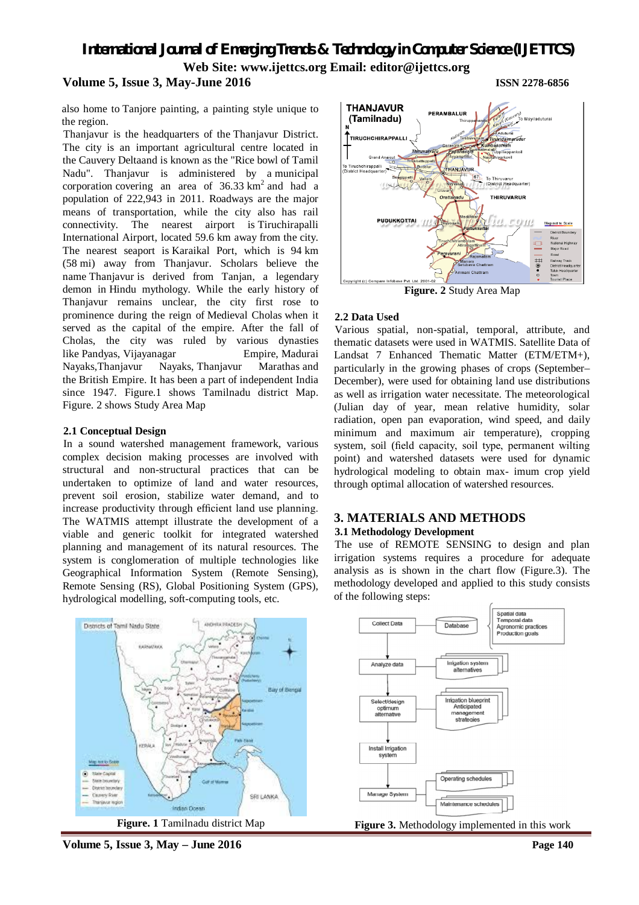also home to Tanjore painting, a painting style unique to the region.

Thanjavur is the headquarters of the Thanjavur District. The city is an important agricultural centre located in the Cauvery Deltaand is known as the "Rice bowl of Tamil Nadu". Thanjavur is administered by a municipal corporation covering an area of 36.33 km$^2$ and had a population of 222,943 in 2011. Roadways are the major means of transportation, while the city also has rail connectivity. The nearest airport is Tiruchirapalli International Airport, located 59.6 km away from the city. The nearest seaport is Karaikal Port, which is 94 km (58 mi) away from Thanjavur. Scholars believe the name Thanjavur is derived from Tanjan, a legendary demon in Hindu mythology. While the early history of Thanjavur remains unclear, the city first rose to prominence during the reign of Medieval Cholas when it served as the capital of the empire. After the fall of Cholas, the city was ruled by various dynasties like Pandyas, Vijayanagar Empire, Madurai Nayaks,Thanjavur Nayaks, Thanjavur Marathas and the British Empire. It has been a part of independent India since 1947. Figure.1 shows Tamilnadu district Map. Figure. 2 shows Study Area Map

**Figure. 1** Tamilnadu district Map

### 2.1 Conceptual Design

In a sound watershed management framework, various complex decision making processes are involved with structural and non-structural practices that can be undertaken to optimize of land and water resources, prevent soil erosion, stabilize water demand, and to increase productivity through efficient land use planning. The WATMIS attempt illustrate the development of a viable and generic toolkit for integrated watershed planning and management of its natural resources. The system is conglomeration of multiple technologies like Geographical Information System (Remote Sensing), Remote Sensing (RS), Global Positioning System (GPS), hydrological modelling, soft-computing tools, etc.

**Figure. 2** Study Area Map

### 2.2 Data Used

Various spatial, non-spatial, temporal, attribute, and thematic datasets were used in WATMIS. Satellite Data of Landsat 7 Enhanced Thematic Matter (ETM/ETM+), particularly in the growing phases of crops (September–December), were used for obtaining land use distributions as well as irrigation water necessitate. The meteorological (Julian day of year, mean relative humidity, solar radiation, open pan evaporation, wind speed, and daily minimum and maximum air temperature), cropping system, soil (field capacity, soil type, permanent wilting point) and watershed datasets were used for dynamic hydrological modeling to obtain max- imum crop yield through optimal allocation of watershed resources.

## 3. MATERIALS AND METHODS

### 3.1 Methodology Development

The use of REMOTE SENSING to design and plan irrigation systems requires a procedure for adequate analysis as is shown in the chart flow (Figure.3). The methodology developed and applied to this study consists of the following steps:

**Figure 3.** Methodology implemented in this work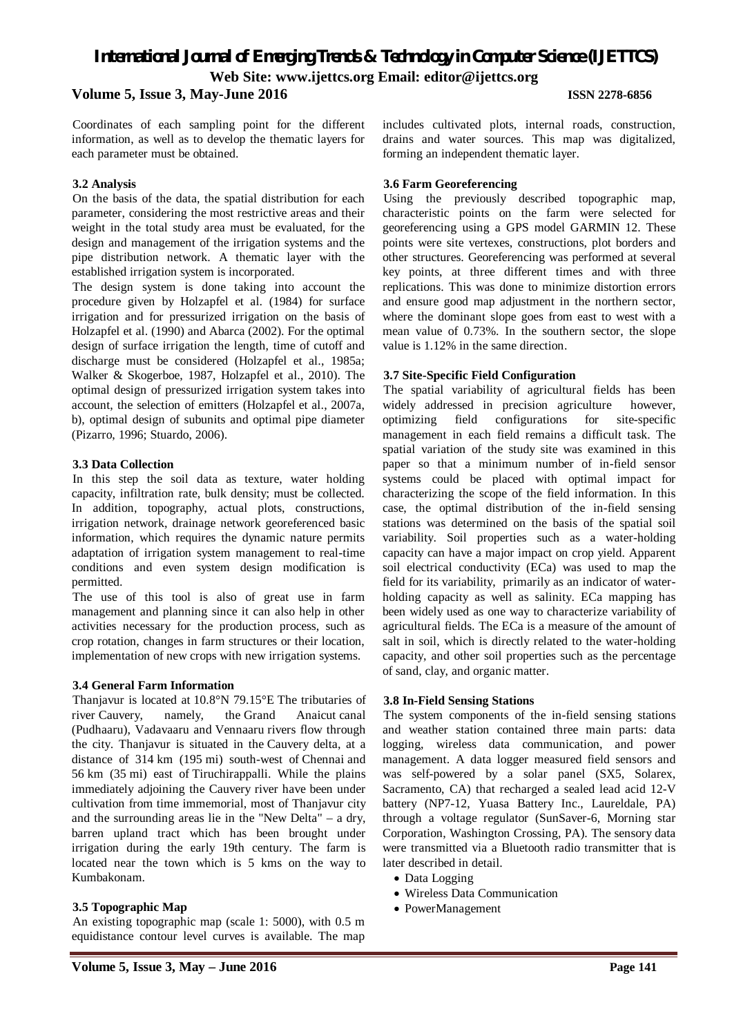Coordinates of each sampling point for the different information, as well as to develop the thematic layers for each parameter must be obtained.

### 3.2 Analysis

On the basis of the data, the spatial distribution for each parameter, considering the most restrictive areas and their weight in the total study area must be evaluated, for the design and management of the irrigation systems and the pipe distribution network. A thematic layer with the established irrigation system is incorporated.

The design system is done taking into account the procedure given by Holzapfel et al. (1984) for surface irrigation and for pressurized irrigation on the basis of Holzapfel et al. (1990) and Abarca (2002). For the optimal design of surface irrigation the length, time of cutoff and discharge must be considered (Holzapfel et al., 1985a; Walker & Skogerboe, 1987, Holzapfel et al., 2010). The optimal design of pressurized irrigation system takes into account, the selection of emitters (Holzapfel et al., 2007a, b), optimal design of subunits and optimal pipe diameter (Pizarro, 1996; Stuardo, 2006).

### 3.3 Data Collection

In this step the soil data as texture, water holding capacity, infiltration rate, bulk density; must be collected. In addition, topography, actual plots, constructions, irrigation network, drainage network georeferenced basic information, which requires the dynamic nature permits adaptation of irrigation system management to real-time conditions and even system design modification is permitted.

The use of this tool is also of great use in farm management and planning since it can also help in other activities necessary for the production process, such as crop rotation, changes in farm structures or their location, implementation of new crops with new irrigation systems.

### 3.4 General Farm Information

Thanjavur is located at 10.8°N 79.15°E The tributaries of river Cauvery, namely, the Grand Anaicut canal (Pudhaaru), Vadavaaru and Vennaaru rivers flow through the city. Thanjavur is situated in the Cauvery delta, at a distance of 314 km (195 mi) south-west of Chennai and 56 km (35 mi) east of Tiruchirappalli. While the plains immediately adjoining the Cauvery river have been under cultivation from time immemorial, most of Thanjavur city and the surrounding areas lie in the "New Delta" – a dry, barren upland tract which has been brought under irrigation during the early 19th century. The farm is located near the town which is 5 kms on the way to Kumbakonam.

### 3.5 Topographic Map

An existing topographic map (scale 1: 5000), with 0.5 m equidistance contour level curves is available. The map includes cultivated plots, internal roads, construction, drains and water sources. This map was digitalized, forming an independent thematic layer.

### 3.6 Farm Georeferencing

Using the previously described topographic map, characteristic points on the farm were selected for georeferencing using a GPS model GARMIN 12. These points were site vertexes, constructions, plot borders and other structures. Georeferencing was performed at several key points, at three different times and with three replications. This was done to minimize distortion errors and ensure good map adjustment in the northern sector, where the dominant slope goes from east to west with a mean value of 0.73%. In the southern sector, the slope value is 1.12% in the same direction.

### 3.7 Site-Specific Field Configuration

The spatial variability of agricultural fields has been widely addressed in precision agriculture however, optimizing field configurations for site-specific management in each field remains a difficult task. The spatial variation of the study site was examined in this paper so that a minimum number of in-field sensor systems could be placed with optimal impact for characterizing the scope of the field information. In this case, the optimal distribution of the in-field sensing stations was determined on the basis of the spatial soil variability. Soil properties such as a water-holding capacity can have a major impact on crop yield. Apparent soil electrical conductivity (ECa) was used to map the field for its variability, primarily as an indicator of water-holding capacity as well as salinity. ECa mapping has been widely used as one way to characterize variability of agricultural fields. The ECa is a measure of the amount of salt in soil, which is directly related to the water-holding capacity, and other soil properties such as the percentage of sand, clay, and organic matter.

### 3.8 In-Field Sensing Stations

The system components of the in-field sensing stations and weather station contained three main parts: data logging, wireless data communication, and power management. A data logger measured field sensors and was self-powered by a solar panel (SX5, Solarex, Sacramento, CA) that recharged a sealed lead acid 12-V battery (NP7-12, Yuasa Battery Inc., Laureldale, PA) through a voltage regulator (SunSaver-6, Morning star Corporation, Washington Crossing, PA). The sensory data were transmitted via a Bluetooth radio transmitter that is later described in detail.

- Data Logging
- Wireless Data Communication
- PowerManagement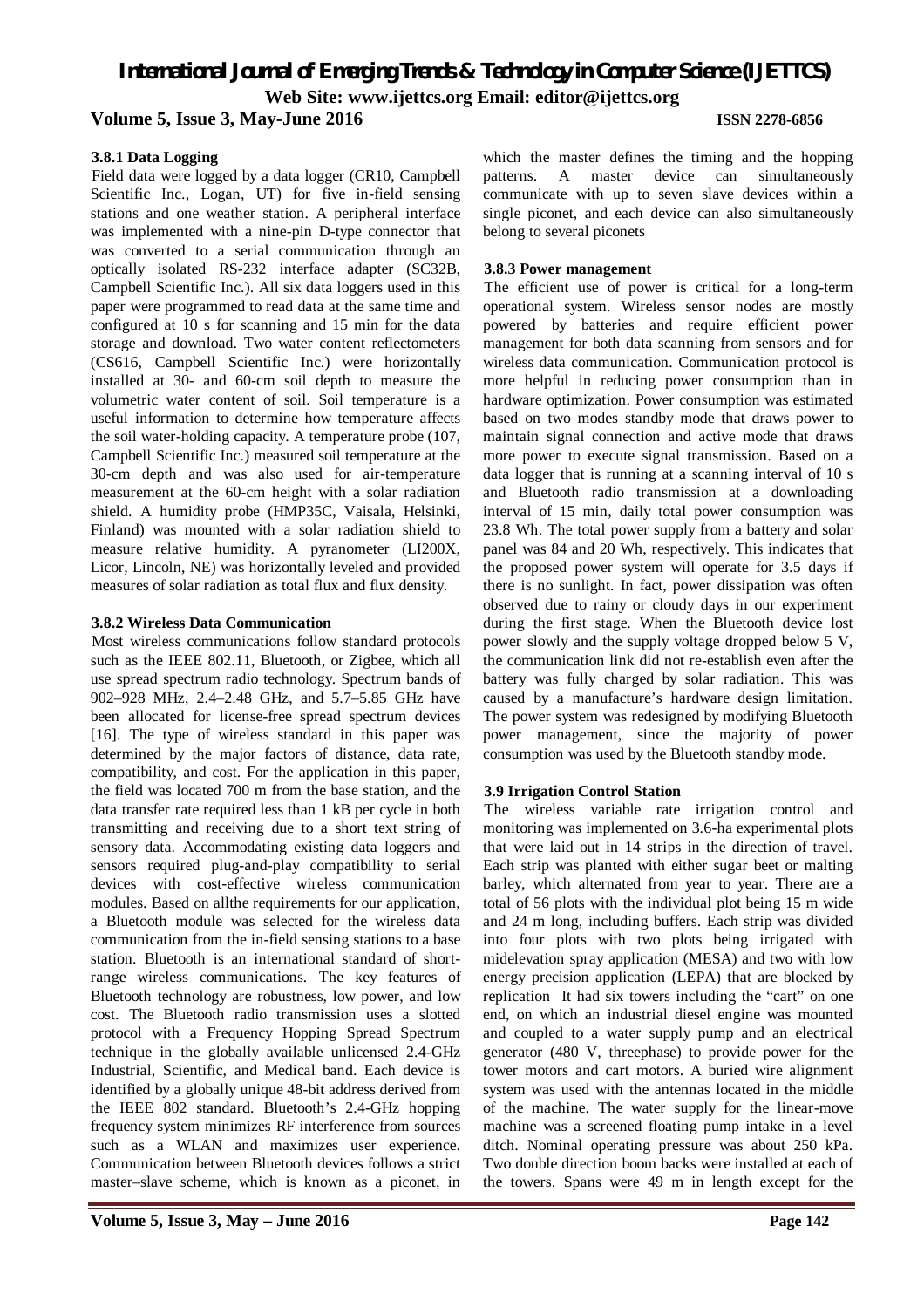#### 3.8.1 Data Logging

Field data were logged by a data logger (CR10, Campbell Scientific Inc., Logan, UT) for five in-field sensing stations and one weather station. A peripheral interface was implemented with a nine-pin D-type connector that was converted to a serial communication through an optically isolated RS-232 interface adapter (SC32B, Campbell Scientific Inc.). All six data loggers used in this paper were programmed to read data at the same time and configured at 10 s for scanning and 15 min for the data storage and download. Two water content reflectometers (CS616, Campbell Scientific Inc.) were horizontally installed at 30- and 60-cm soil depth to measure the volumetric water content of soil. Soil temperature is a useful information to determine how temperature affects the soil water-holding capacity. A temperature probe (107, Campbell Scientific Inc.) measured soil temperature at the 30-cm depth and was also used for air-temperature measurement at the 60-cm height with a solar radiation shield. A humidity probe (HMP35C, Vaisala, Helsinki, Finland) was mounted with a solar radiation shield to measure relative humidity. A pyranometer (LI200X, Licor, Lincoln, NE) was horizontally leveled and provided measures of solar radiation as total flux and flux density.

#### 3.8.2 Wireless Data Communication

Most wireless communications follow standard protocols such as the IEEE 802.11, Bluetooth, or Zigbee, which all use spread spectrum radio technology. Spectrum bands of 902–928 MHz, 2.4–2.48 GHz, and 5.7–5.85 GHz have been allocated for license-free spread spectrum devices [16]. The type of wireless standard in this paper was determined by the major factors of distance, data rate, compatibility, and cost. For the application in this paper, the field was located 700 m from the base station, and the data transfer rate required less than 1 kB per cycle in both transmitting and receiving due to a short text string of sensory data. Accommodating existing data loggers and sensors required plug-and-play compatibility to serial devices with cost-effective wireless communication modules. Based on allthe requirements for our application, a Bluetooth module was selected for the wireless data communication from the in-field sensing stations to a base station. Bluetooth is an international standard of short-range wireless communications. The key features of Bluetooth technology are robustness, low power, and low cost. The Bluetooth radio transmission uses a slotted protocol with a Frequency Hopping Spread Spectrum technique in the globally available unlicensed 2.4-GHz Industrial, Scientific, and Medical band. Each device is identified by a globally unique 48-bit address derived from the IEEE 802 standard. Bluetooth's 2.4-GHz hopping frequency system minimizes RF interference from sources such as a WLAN and maximizes user experience. Communication between Bluetooth devices follows a strict master–slave scheme, which is known as a piconet, in which the master defines the timing and the hopping patterns. A master device can simultaneously communicate with up to seven slave devices within a single piconet, and each device can also simultaneously belong to several piconets

#### 3.8.3 Power management

The efficient use of power is critical for a long-term operational system. Wireless sensor nodes are mostly powered by batteries and require efficient power management for both data scanning from sensors and for wireless data communication. Communication protocol is more helpful in reducing power consumption than in hardware optimization. Power consumption was estimated based on two modes standby mode that draws power to maintain signal connection and active mode that draws more power to execute signal transmission. Based on a data logger that is running at a scanning interval of 10 s and Bluetooth radio transmission at a downloading interval of 15 min, daily total power consumption was 23.8 Wh. The total power supply from a battery and solar panel was 84 and 20 Wh, respectively. This indicates that the proposed power system will operate for 3.5 days if there is no sunlight. In fact, power dissipation was often observed due to rainy or cloudy days in our experiment during the first stage. When the Bluetooth device lost power slowly and the supply voltage dropped below 5 V, the communication link did not re-establish even after the battery was fully charged by solar radiation. This was caused by a manufacture's hardware design limitation. The power system was redesigned by modifying Bluetooth power management, since the majority of power consumption was used by the Bluetooth standby mode.

### 3.9 Irrigation Control Station

The wireless variable rate irrigation control and monitoring was implemented on 3.6-ha experimental plots that were laid out in 14 strips in the direction of travel. Each strip was planted with either sugar beet or malting barley, which alternated from year to year. There are a total of 56 plots with the individual plot being 15 m wide and 24 m long, including buffers. Each strip was divided into four plots with two plots being irrigated with midelevation spray application (MESA) and two with low energy precision application (LEPA) that are blocked by replication It had six towers including the "cart" on one end, on which an industrial diesel engine was mounted and coupled to a water supply pump and an electrical generator (480 V, threephase) to provide power for the tower motors and cart motors. A buried wire alignment system was used with the antennas located in the middle of the machine. The water supply for the linear-move machine was a screened floating pump intake in a level ditch. Nominal operating pressure was about 250 kPa. Two double direction boom backs were installed at each of the towers. Spans were 49 m in length except for the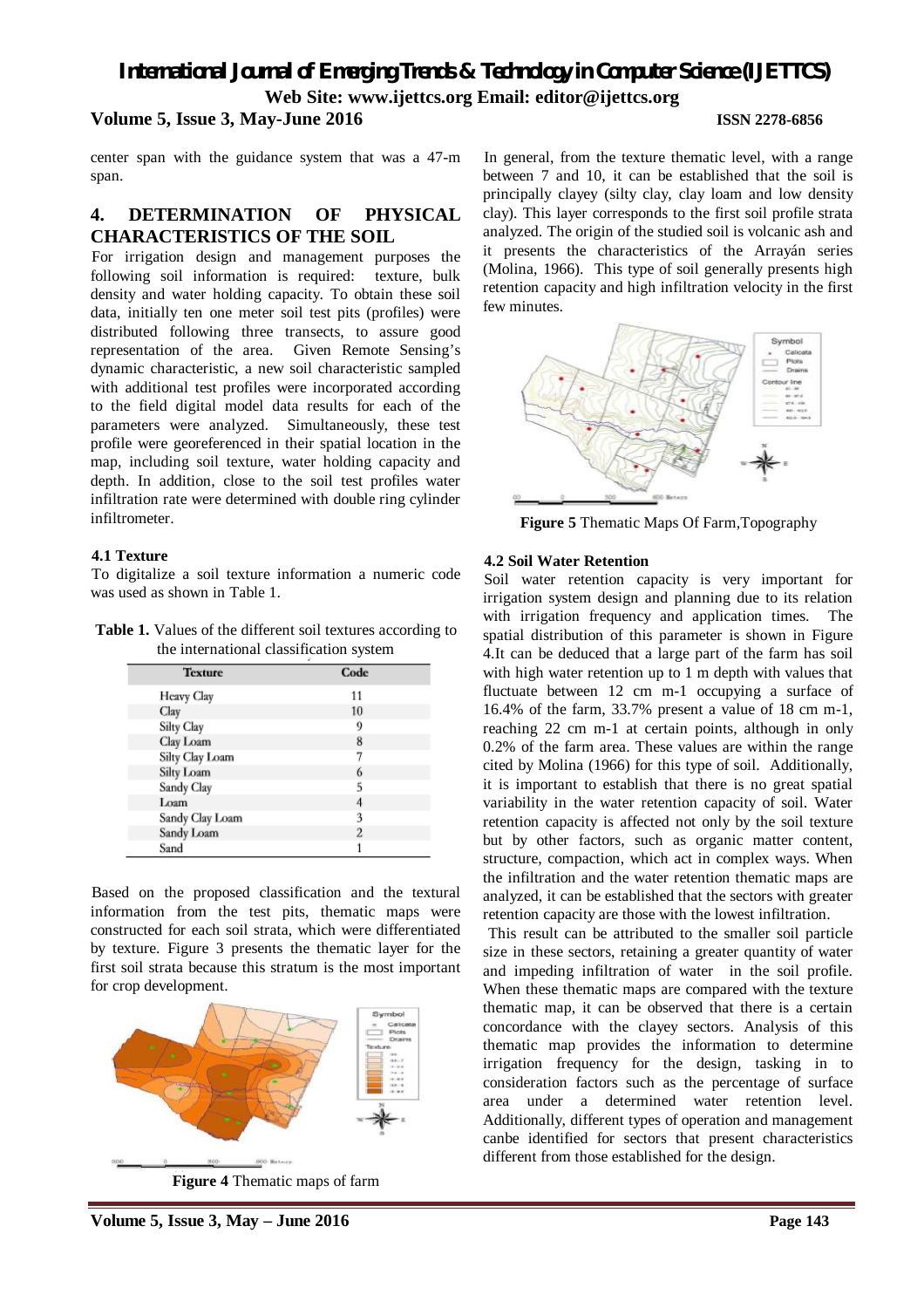center span with the guidance system that was a 47-m span.

## 4. DETERMINATION OF PHYSICAL CHARACTERISTICS OF THE SOIL

For irrigation design and management purposes the following soil information is required: texture, bulk density and water holding capacity. To obtain these soil data, initially ten one meter soil test pits (profiles) were distributed following three transects, to assure good representation of the area. Given Remote Sensing's dynamic characteristic, a new soil characteristic sampled with additional test profiles were incorporated according to the field digital model data results for each of the parameters were analyzed. Simultaneously, these test profile were georeferenced in their spatial location in the map, including soil texture, water holding capacity and depth. In addition, close to the soil test profiles water infiltration rate were determined with double ring cylinder infiltrometer.

### 4.1 Texture

To digitalize a soil texture information a numeric code was used as shown in Table 1.

**Table 1.** Values of the different soil textures according to the international classification system

| Texture | Code |
|---|---|
| Heavy Clay | 11 |
| Clay | 10 |
| Silty Clay | 9 |
| Clay Loam | 8 |
| Silty Clay Loam | 7 |
| Silty Loam | 6 |
| Sandy Clay | 5 |
| Loam | 4 |
| Sandy Clay Loam | 3 |
| Sandy Loam | 2 |
| Sand | 1 |

Based on the proposed classification and the textural information from the test pits, thematic maps were constructed for each soil strata, which were differentiated by texture. Figure 3 presents the thematic layer for the first soil strata because this stratum is the most important for crop development.

**Figure 4** Thematic maps of farm

In general, from the texture thematic level, with a range between 7 and 10, it can be established that the soil is principally clayey (silty clay, clay loam and low density clay). This layer corresponds to the first soil profile strata analyzed. The origin of the studied soil is volcanic ash and it presents the characteristics of the Arrayán series (Molina, 1966). This type of soil generally presents high retention capacity and high infiltration velocity in the first few minutes.

**Figure 5** Thematic Maps Of Farm,Topography

### 4.2 Soil Water Retention

Soil water retention capacity is very important for irrigation system design and planning due to its relation with irrigation frequency and application times. The spatial distribution of this parameter is shown in Figure 4.It can be deduced that a large part of the farm has soil with high water retention up to 1 m depth with values that fluctuate between 12 cm m-1 occupying a surface of 16.4% of the farm, 33.7% present a value of 18 cm m-1, reaching 22 cm m-1 at certain points, although in only 0.2% of the farm area. These values are within the range cited by Molina (1966) for this type of soil. Additionally, it is important to establish that there is no great spatial variability in the water retention capacity of soil. Water retention capacity is affected not only by the soil texture but by other factors, such as organic matter content, structure, compaction, which act in complex ways. When the infiltration and the water retention thematic maps are analyzed, it can be established that the sectors with greater retention capacity are those with the lowest infiltration.

This result can be attributed to the smaller soil particle size in these sectors, retaining a greater quantity of water and impeding infiltration of water in the soil profile. When these thematic maps are compared with the texture thematic map, it can be observed that there is a certain concordance with the clayey sectors. Analysis of this thematic map provides the information to determine irrigation frequency for the design, tasking in to consideration factors such as the percentage of surface area under a determined water retention level. Additionally, different types of operation and management canbe identified for sectors that present characteristics different from those established for the design.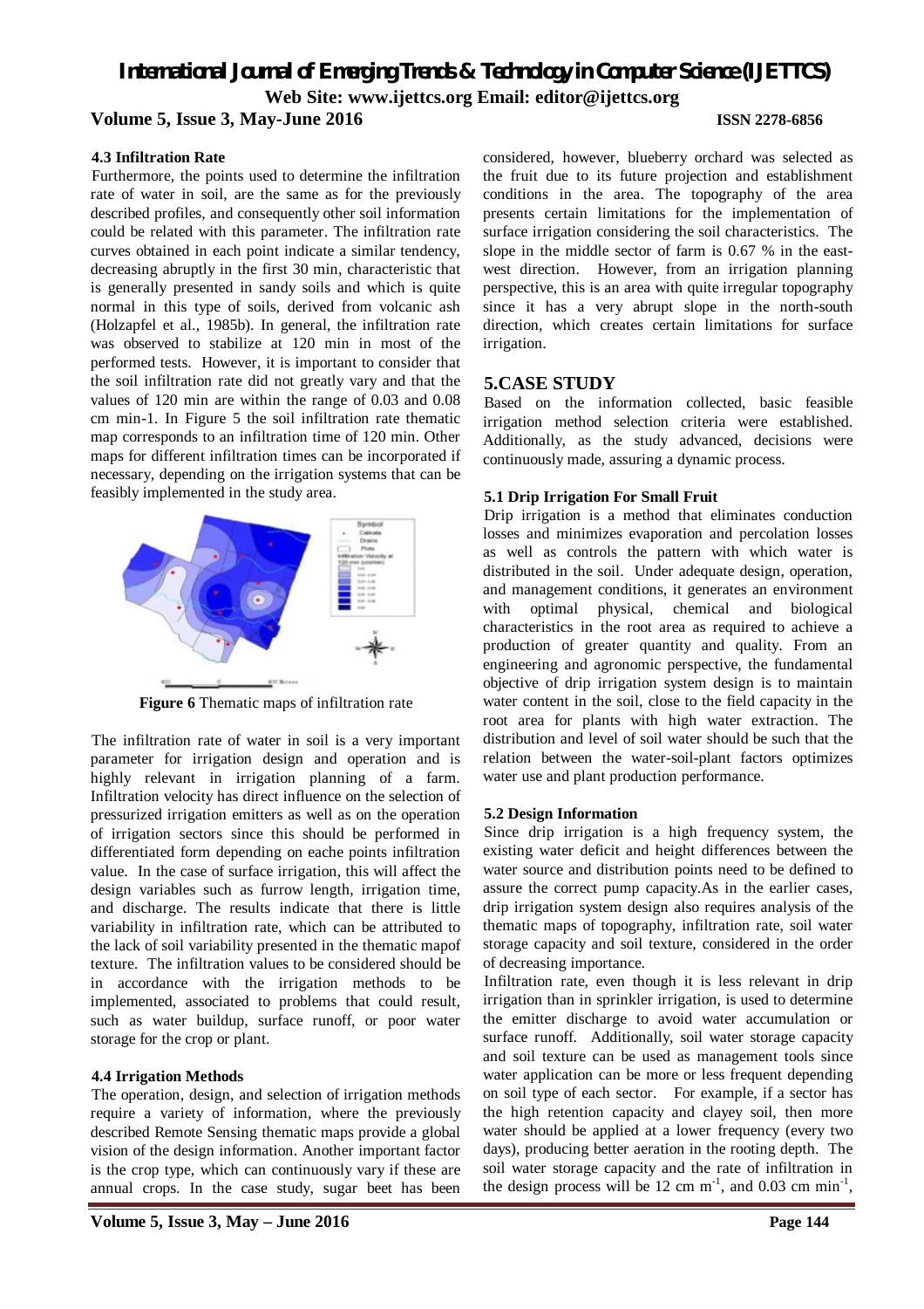### 4.3 Infiltration Rate

Furthermore, the points used to determine the infiltration rate of water in soil, are the same as for the previously described profiles, and consequently other soil information could be related with this parameter. The infiltration rate curves obtained in each point indicate a similar tendency, decreasing abruptly in the first 30 min, characteristic that is generally presented in sandy soils and which is quite normal in this type of soils, derived from volcanic ash (Holzapfel et al., 1985b). In general, the infiltration rate was observed to stabilize at 120 min in most of the performed tests. However, it is important to consider that the soil infiltration rate did not greatly vary and that the values of 120 min are within the range of 0.03 and 0.08 cm min-1. In Figure 5 the soil infiltration rate thematic map corresponds to an infiltration time of 120 min. Other maps for different infiltration times can be incorporated if necessary, depending on the irrigation systems that can be feasibly implemented in the study area.

**Figure 6** Thematic maps of infiltration rate

The infiltration rate of water in soil is a very important parameter for irrigation design and operation and is highly relevant in irrigation planning of a farm. Infiltration velocity has direct influence on the selection of pressurized irrigation emitters as well as on the operation of irrigation sectors since this should be performed in differentiated form depending on eache points infiltration value. In the case of surface irrigation, this will affect the design variables such as furrow length, irrigation time, and discharge. The results indicate that there is little variability in infiltration rate, which can be attributed to the lack of soil variability presented in the thematic mapof texture. The infiltration values to be considered should be in accordance with the irrigation methods to be implemented, associated to problems that could result, such as water buildup, surface runoff, or poor water storage for the crop or plant.

### 4.4 Irrigation Methods

The operation, design, and selection of irrigation methods require a variety of information, where the previously described Remote Sensing thematic maps provide a global vision of the design information. Another important factor is the crop type, which can continuously vary if these are annual crops. In the case study, sugar beet has been considered, however, blueberry orchard was selected as the fruit due to its future projection and establishment conditions in the area. The topography of the area presents certain limitations for the implementation of surface irrigation considering the soil characteristics. The slope in the middle sector of farm is 0.67 % in the east-west direction. However, from an irrigation planning perspective, this is an area with quite irregular topography since it has a very abrupt slope in the north-south direction, which creates certain limitations for surface irrigation.

## 5. CASE STUDY

Based on the information collected, basic feasible irrigation method selection criteria were established. Additionally, as the study advanced, decisions were continuously made, assuring a dynamic process.

### 5.1 Drip Irrigation For Small Fruit

Drip irrigation is a method that eliminates conduction losses and minimizes evaporation and percolation losses as well as controls the pattern with which water is distributed in the soil. Under adequate design, operation, and management conditions, it generates an environment with optimal physical, chemical and biological characteristics in the root area as required to achieve a production of greater quantity and quality. From an engineering and agronomic perspective, the fundamental objective of drip irrigation system design is to maintain water content in the soil, close to the field capacity in the root area for plants with high water extraction. The distribution and level of soil water should be such that the relation between the water-soil-plant factors optimizes water use and plant production performance.

### 5.2 Design Information

Since drip irrigation is a high frequency system, the existing water deficit and height differences between the water source and distribution points need to be defined to assure the correct pump capacity.As in the earlier cases, drip irrigation system design also requires analysis of the thematic maps of topography, infiltration rate, soil water storage capacity and soil texture, considered in the order of decreasing importance.

Infiltration rate, even though it is less relevant in drip irrigation than in sprinkler irrigation, is used to determine the emitter discharge to avoid water accumulation or surface runoff. Additionally, soil water storage capacity and soil texture can be used as management tools since water application can be more or less frequent depending on soil type of each sector. For example, if a sector has the high retention capacity and clayey soil, then more water should be applied at a lower frequency (every two days), producing better aeration in the rooting depth. The soil water storage capacity and the rate of infiltration in the design process will be 12 cm $m^{-1}$, and 0.03 cm $min^{-1}$,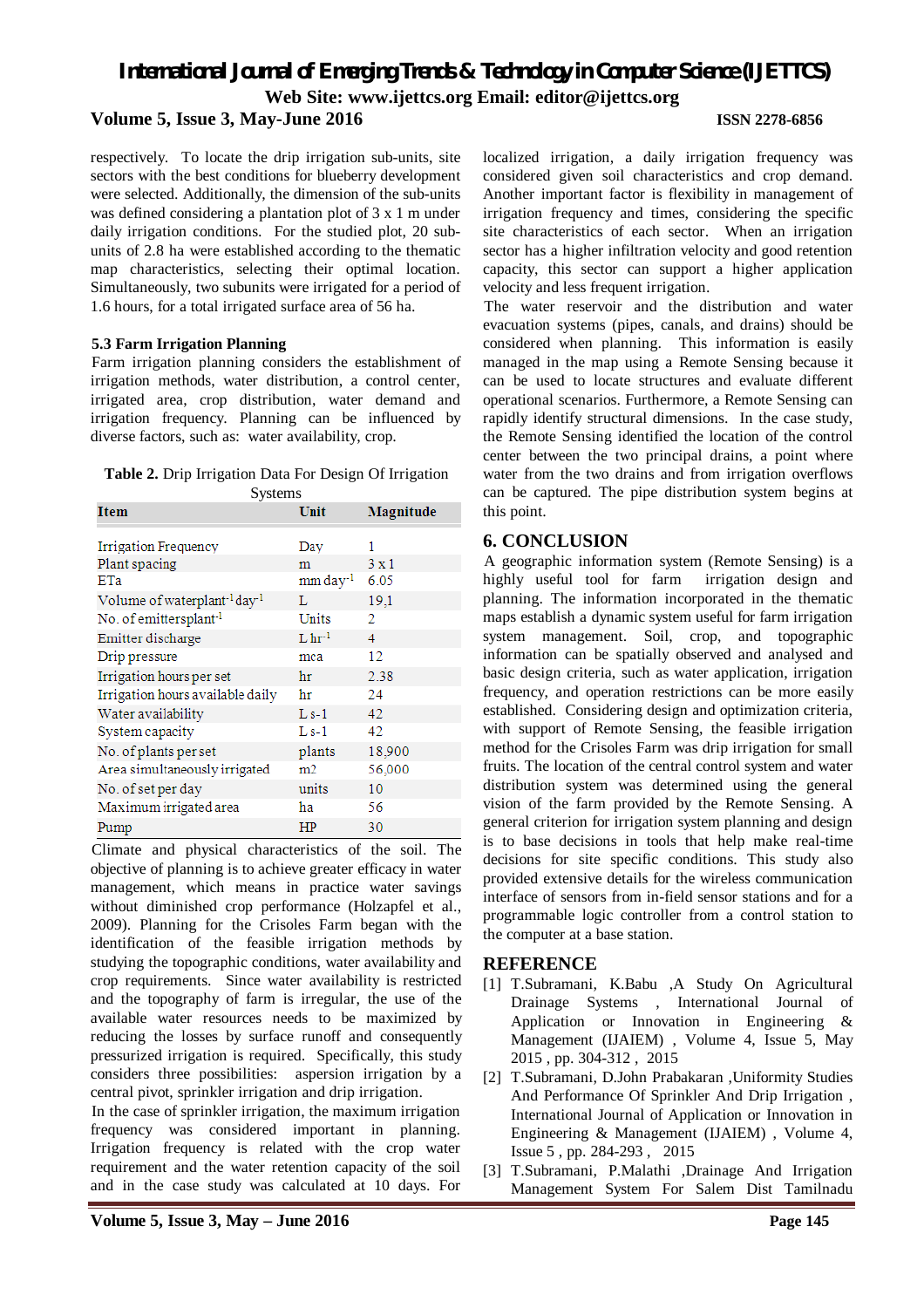respectively. To locate the drip irrigation sub-units, site sectors with the best conditions for blueberry development were selected. Additionally, the dimension of the sub-units was defined considering a plantation plot of 3 x 1 m under daily irrigation conditions. For the studied plot, 20 sub-units of 2.8 ha were established according to the thematic map characteristics, selecting their optimal location. Simultaneously, two subunits were irrigated for a period of 1.6 hours, for a total irrigated surface area of 56 ha.

### 5.3 Farm Irrigation Planning

Farm irrigation planning considers the establishment of irrigation methods, water distribution, a control center, irrigated area, crop distribution, water demand and irrigation frequency. Planning can be influenced by diverse factors, such as: water availability, crop.

**Table 2.** Drip Irrigation Data For Design Of Irrigation Systems

| Item | Unit | Magnitude |
|---|---|---|
| Irrigation Frequency | Day | 1 |
| Plant spacing | m | 3 x 1 |
| ETa | mm $day^{-1}$ | 6.05 |
| Volume of $waterplant^{-1}$ $day^{-1}$ | L | 19,1 |
| No. of $emittersplant^{-1}$ | Units | 2 |
| Emitter discharge | L $hr^{-1}$ | 4 |
| Drip pressure | mca | 12 |
| Irrigation hours per set | hr | 2.38 |
| Irrigation hours available daily | hr | 24 |
| Water availability | L s-1 | 42 |
| System capacity | L s-1 | 42 |
| No. of plants per set | plants | 18,900 |
| Area simultaneously irrigated | m2 | 56,000 |
| No. of set per day | units | 10 |
| Maximum irrigated area | ha | 56 |
| Pump | HP | 30 |

Climate and physical characteristics of the soil. The objective of planning is to achieve greater efficacy in water management, which means in practice water savings without diminished crop performance (Holzapfel et al., 2009). Planning for the Crisoles Farm began with the identification of the feasible irrigation methods by studying the topographic conditions, water availability and crop requirements. Since water availability is restricted and the topography of farm is irregular, the use of the available water resources needs to be maximized by reducing the losses by surface runoff and consequently pressurized irrigation is required. Specifically, this study considers three possibilities: aspersion irrigation by a central pivot, sprinkler irrigation and drip irrigation.

In the case of sprinkler irrigation, the maximum irrigation frequency was considered important in planning. Irrigation frequency is related with the crop water requirement and the water retention capacity of the soil and in the case study was calculated at 10 days. For localized irrigation, a daily irrigation frequency was considered given soil characteristics and crop demand. Another important factor is flexibility in management of irrigation frequency and times, considering the specific site characteristics of each sector. When an irrigation sector has a higher infiltration velocity and good retention capacity, this sector can support a higher application velocity and less frequent irrigation.

The water reservoir and the distribution and water evacuation systems (pipes, canals, and drains) should be considered when planning. This information is easily managed in the map using a Remote Sensing because it can be used to locate structures and evaluate different operational scenarios. Furthermore, a Remote Sensing can rapidly identify structural dimensions. In the case study, the Remote Sensing identified the location of the control center between the two principal drains, a point where water from the two drains and from irrigation overflows can be captured. The pipe distribution system begins at this point.

## 6. CONCLUSION

A geographic information system (Remote Sensing) is a highly useful tool for farm irrigation design and planning. The information incorporated in the thematic maps establish a dynamic system useful for farm irrigation system management. Soil, crop, and topographic information can be spatially observed and analysed and basic design criteria, such as water application, irrigation frequency, and operation restrictions can be more easily established. Considering design and optimization criteria, with support of Remote Sensing, the feasible irrigation method for the Crisoles Farm was drip irrigation for small fruits. The location of the central control system and water distribution system was determined using the general vision of the farm provided by the Remote Sensing. A general criterion for irrigation system planning and design is to base decisions in tools that help make real-time decisions for site specific conditions. This study also provided extensive details for the wireless communication interface of sensors from in-field sensor stations and for a programmable logic controller from a control station to the computer at a base station.

## REFERENCE

[1] T.Subramani, K.Babu ,A Study On Agricultural Drainage Systems , International Journal of Application or Innovation in Engineering & Management (IJAIEM) , Volume 4, Issue 5, May 2015 , pp. 304-312 , 2015

[2] T.Subramani, D.John Prabakaran ,Uniformity Studies And Performance Of Sprinkler And Drip Irrigation , International Journal of Application or Innovation in Engineering & Management (IJAIEM) , Volume 4, Issue 5 , pp. 284-293 , 2015

[3] T.Subramani, P.Malathi ,Drainage And Irrigation Management System For Salem Dist Tamilnadu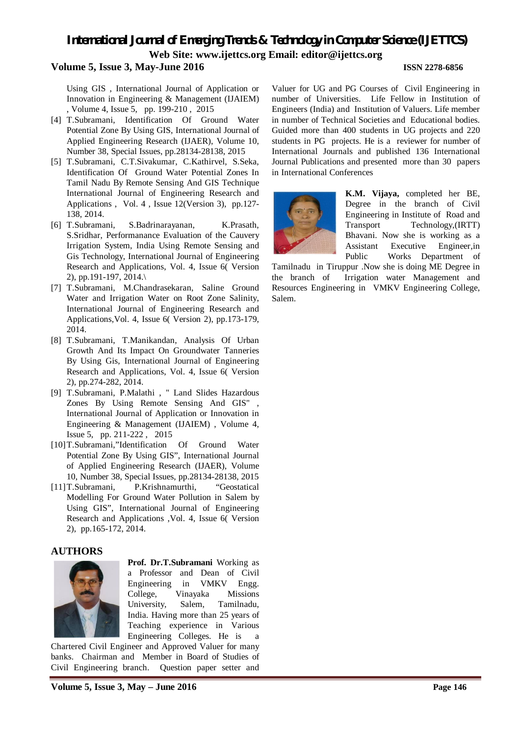Using GIS , International Journal of Application or Innovation in Engineering & Management (IJAIEM) , Volume 4, Issue 5, pp. 199-210 , 2015

[4] T.Subramani, Identification Of Ground Water Potential Zone By Using GIS, International Journal of Applied Engineering Research (IJAER), Volume 10, Number 38, Special Issues, pp.28134-28138, 2015

[5] T.Subramani, C.T.Sivakumar, C.Kathirvel, S.Seka, Identification Of Ground Water Potential Zones In Tamil Nadu By Remote Sensing And GIS Technique International Journal of Engineering Research and Applications , Vol. 4 , Issue 12(Version 3), pp.127-138, 2014.

[6] T.Subramani, S.Badrinarayanan, K.Prasath, S.Sridhar, Performanance Evaluation of the Cauvery Irrigation System, India Using Remote Sensing and Gis Technology, International Journal of Engineering Research and Applications, Vol. 4, Issue 6( Version 2), pp.191-197, 2014.\

[7] T.Subramani, M.Chandrasekaran, Saline Ground Water and Irrigation Water on Root Zone Salinity, International Journal of Engineering Research and Applications,Vol. 4, Issue 6( Version 2), pp.173-179, 2014.

[8] T.Subramani, T.Manikandan, Analysis Of Urban Growth And Its Impact On Groundwater Tanneries By Using Gis, International Journal of Engineering Research and Applications, Vol. 4, Issue 6( Version 2), pp.274-282, 2014.

[9] T.Subramani, P.Malathi , " Land Slides Hazardous Zones By Using Remote Sensing And GIS" , International Journal of Application or Innovation in Engineering & Management (IJAIEM) , Volume 4, Issue 5, pp. 211-222 , 2015

[10] T.Subramani,"Identification Of Ground Water Potential Zone By Using GIS", International Journal of Applied Engineering Research (IJAER), Volume 10, Number 38, Special Issues, pp.28134-28138, 2015

[11] T.Subramani, P.Krishnamurthi, "Geostatical Modelling For Ground Water Pollution in Salem by Using GIS", International Journal of Engineering Research and Applications ,Vol. 4, Issue 6( Version 2), pp.165-172, 2014.

## AUTHORS

**Prof. Dr.T.Subramani** Working as a Professor and Dean of Civil Engineering in VMKV Engg. College, Vinayaka Missions University, Salem, Tamilnadu, India. Having more than 25 years of Teaching experience in Various Engineering Colleges. He is a Chartered Civil Engineer and Approved Valuer for many banks. Chairman and Member in Board of Studies of Civil Engineering branch. Question paper setter and Valuer for UG and PG Courses of Civil Engineering in number of Universities. Life Fellow in Institution of Engineers (India) and Institution of Valuers. Life member in number of Technical Societies and Educational bodies. Guided more than 400 students in UG projects and 220 students in PG projects. He is a reviewer for number of International Journals and published 136 International Journal Publications and presented more than 30 papers in International Conferences

**K.M. Vijaya,** completed her BE, Degree in the branch of Civil Engineering in Institute of Road and Transport Technology,(IRTT) Bhavani. Now she is working as a Assistant Executive Engineer,in Public Works Department of Tamilnadu in Tiruppur .Now she is doing ME Degree in the branch of Irrigation water Management and Resources Engineering in VMKV Engineering College, Salem.